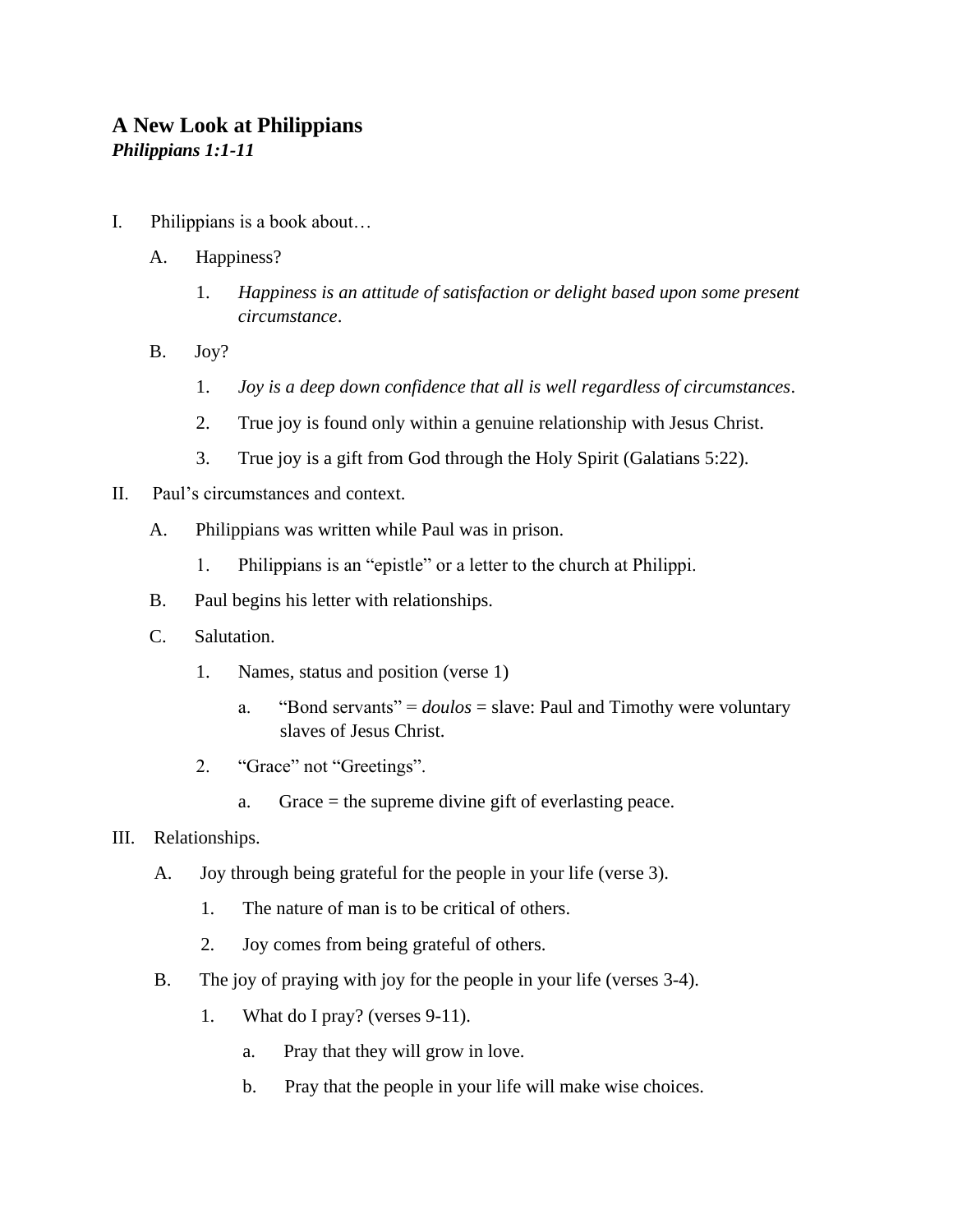# A New Look at Philippians

***Philippians 1:1-11***

I. Philippians is a book about…

   A. Happiness?

      1. *Happiness is an attitude of satisfaction or delight based upon some present circumstance*.

   B. Joy?

      1. *Joy is a deep down confidence that all is well regardless of circumstances*.
      2. True joy is found only within a genuine relationship with Jesus Christ.
      3. True joy is a gift from God through the Holy Spirit (Galatians 5:22).

II. Paul's circumstances and context.

   A. Philippians was written while Paul was in prison.

      1. Philippians is an "epistle" or a letter to the church at Philippi.

   B. Paul begins his letter with relationships.

   C. Salutation.

      1. Names, status and position (verse 1)

         a. "Bond servants" = *doulos* = slave: Paul and Timothy were voluntary slaves of Jesus Christ.

      2. "Grace" not "Greetings".

         a. Grace = the supreme divine gift of everlasting peace.

III. Relationships.

   A. Joy through being grateful for the people in your life (verse 3).

      1. The nature of man is to be critical of others.
      2. Joy comes from being grateful of others.

   B. The joy of praying with joy for the people in your life (verses 3-4).

      1. What do I pray? (verses 9-11).

         a. Pray that they will grow in love.

         b. Pray that the people in your life will make wise choices.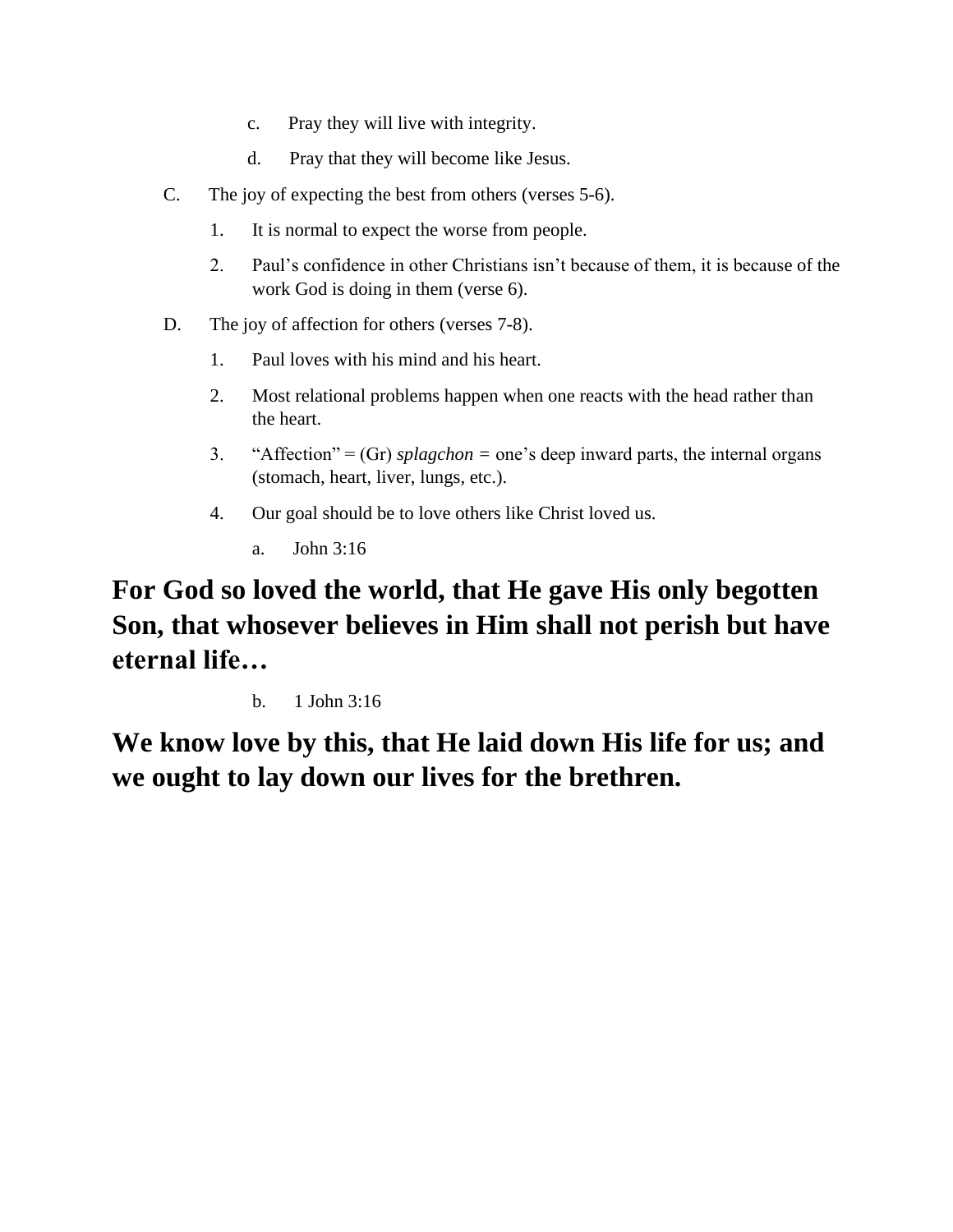c. Pray they will live with integrity.

   d. Pray that they will become like Jesus.

C. The joy of expecting the best from others (verses 5-6).

   1. It is normal to expect the worse from people.

   2. Paul's confidence in other Christians isn't because of them, it is because of the work God is doing in them (verse 6).

D. The joy of affection for others (verses 7-8).

   1. Paul loves with his mind and his heart.

   2. Most relational problems happen when one reacts with the head rather than the heart.

   3. "Affection" = (Gr) *splagchon* = one's deep inward parts, the internal organs (stomach, heart, liver, lungs, etc.).

   4. Our goal should be to love others like Christ loved us.

      a. John 3:16

**For God so loved the world, that He gave His only begotten Son, that whosever believes in Him shall not perish but have eternal life…**

      b. 1 John 3:16

**We know love by this, that He laid down His life for us; and we ought to lay down our lives for the brethren.**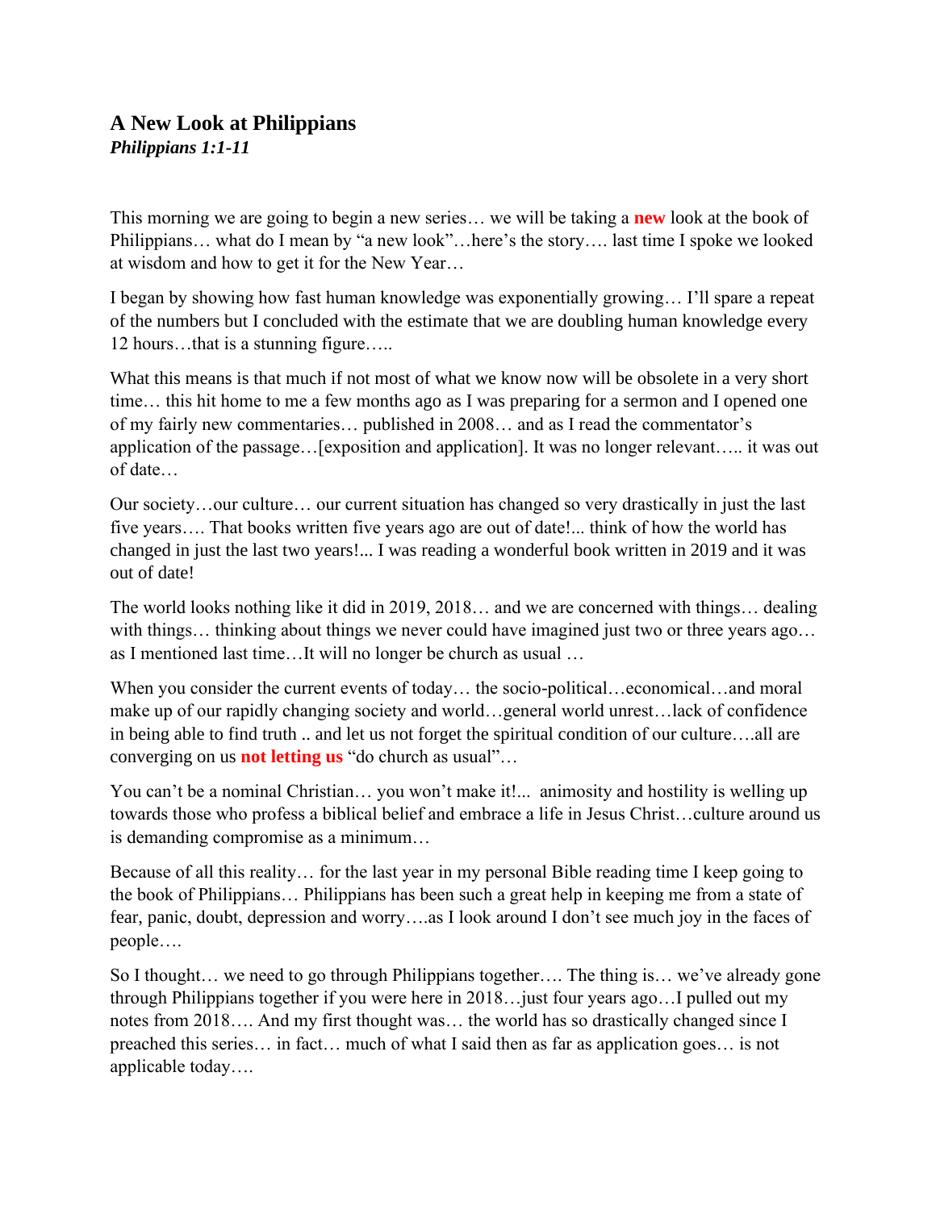## A New Look at Philippians
***Philippians 1:1-11***

This morning we are going to begin a new series… we will be taking a **new** look at the book of Philippians… what do I mean by "a new look"…here's the story…. last time I spoke we looked at wisdom and how to get it for the New Year…

I began by showing how fast human knowledge was exponentially growing… I'll spare a repeat of the numbers but I concluded with the estimate that we are doubling human knowledge every 12 hours…that is a stunning figure…..

What this means is that much if not most of what we know now will be obsolete in a very short time… this hit home to me a few months ago as I was preparing for a sermon and I opened one of my fairly new commentaries… published in 2008… and as I read the commentator's application of the passage…[exposition and application]. It was no longer relevant….. it was out of date…

Our society…our culture… our current situation has changed so very drastically in just the last five years…. That books written five years ago are out of date!... think of how the world has changed in just the last two years!... I was reading a wonderful book written in 2019 and it was out of date!

The world looks nothing like it did in 2019, 2018… and we are concerned with things… dealing with things… thinking about things we never could have imagined just two or three years ago… as I mentioned last time…It will no longer be church as usual …

When you consider the current events of today… the socio-political…economical…and moral make up of our rapidly changing society and world…general world unrest…lack of confidence in being able to find truth .. and let us not forget the spiritual condition of our culture….all are converging on us **not letting us** "do church as usual"…

You can't be a nominal Christian… you won't make it!... animosity and hostility is welling up towards those who profess a biblical belief and embrace a life in Jesus Christ…culture around us is demanding compromise as a minimum…

Because of all this reality… for the last year in my personal Bible reading time I keep going to the book of Philippians… Philippians has been such a great help in keeping me from a state of fear, panic, doubt, depression and worry….as I look around I don't see much joy in the faces of people….

So I thought… we need to go through Philippians together…. The thing is… we've already gone through Philippians together if you were here in 2018…just four years ago…I pulled out my notes from 2018…. And my first thought was… the world has so drastically changed since I preached this series… in fact… much of what I said then as far as application goes… is not applicable today….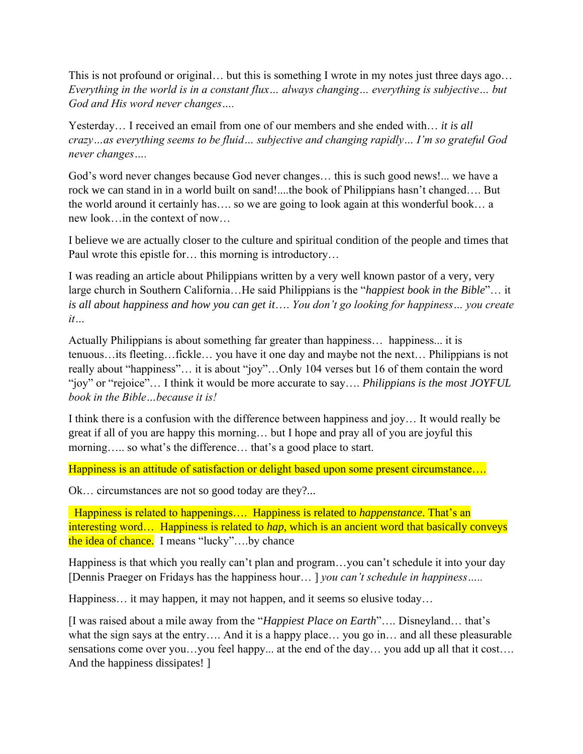This is not profound or original… but this is something I wrote in my notes just three days ago… *Everything in the world is in a constant flux… always changing… everything is subjective… but God and His word never changes….*

Yesterday… I received an email from one of our members and she ended with… *it is all crazy…as everything seems to be fluid… subjective and changing rapidly… I'm so grateful God never changes….*

God's word never changes because God never changes… this is such good news!... we have a rock we can stand in in a world built on sand!....the book of Philippians hasn't changed…. But the world around it certainly has…. so we are going to look again at this wonderful book… a new look…in the context of now…

I believe we are actually closer to the culture and spiritual condition of the people and times that Paul wrote this epistle for… this morning is introductory…

I was reading an article about Philippians written by a very well known pastor of a very, very large church in Southern California…He said Philippians is the "*happiest book in the Bible*"… it *is all about happiness and how you can get it…. You don't go looking for happiness… you create it…*

Actually Philippians is about something far greater than happiness… happiness... it is tenuous…its fleeting…fickle… you have it one day and maybe not the next… Philippians is not really about "happiness"… it is about "joy"…Only 104 verses but 16 of them contain the word "joy" or "rejoice"… I think it would be more accurate to say…. *Philippians is the most JOYFUL book in the Bible…because it is!*

I think there is a confusion with the difference between happiness and joy… It would really be great if all of you are happy this morning… but I hope and pray all of you are joyful this morning….. so what's the difference… that's a good place to start.

Happiness is an attitude of satisfaction or delight based upon some present circumstance….

Ok… circumstances are not so good today are they?...

Happiness is related to happenings…. Happiness is related to *happenstance*. That's an interesting word… Happiness is related to *hap*, which is an ancient word that basically conveys the idea of chance. I means "lucky"….by chance

Happiness is that which you really can't plan and program…you can't schedule it into your day [Dennis Praeger on Fridays has the happiness hour… ] *you can't schedule in happiness…..*

Happiness… it may happen, it may not happen, and it seems so elusive today…

[I was raised about a mile away from the "*Happiest Place on Earth*"…. Disneyland… that's what the sign says at the entry…. And it is a happy place… you go in… and all these pleasurable sensations come over you…you feel happy... at the end of the day… you add up all that it cost…. And the happiness dissipates! ]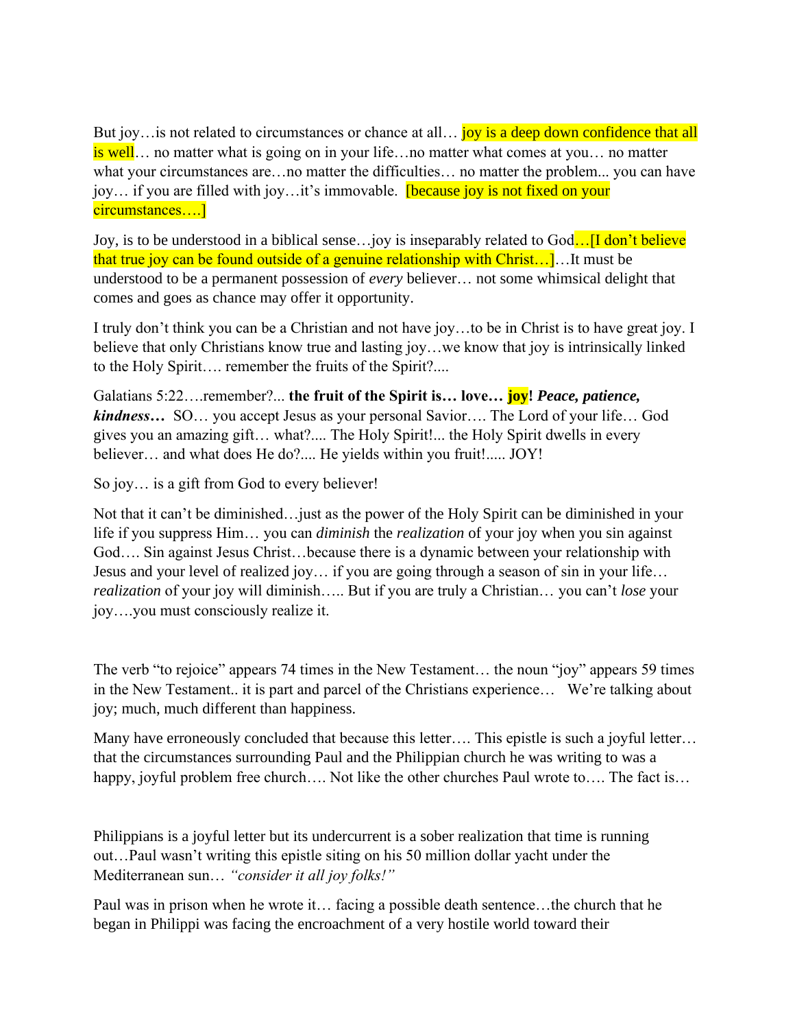But joy…is not related to circumstances or chance at all… joy is a deep down confidence that all is well… no matter what is going on in your life…no matter what comes at you… no matter what your circumstances are…no matter the difficulties… no matter the problem... you can have joy… if you are filled with joy…it's immovable. [because joy is not fixed on your circumstances….]

Joy, is to be understood in a biblical sense…joy is inseparably related to God…[I don't believe that true joy can be found outside of a genuine relationship with Christ…]…It must be understood to be a permanent possession of *every* believer… not some whimsical delight that comes and goes as chance may offer it opportunity.

I truly don't think you can be a Christian and not have joy…to be in Christ is to have great joy. I believe that only Christians know true and lasting joy…we know that joy is intrinsically linked to the Holy Spirit…. remember the fruits of the Spirit?....

Galatians 5:22….remember?... **the fruit of the Spirit is… love… joy!** ***Peace, patience, kindness…*** SO… you accept Jesus as your personal Savior…. The Lord of your life… God gives you an amazing gift… what?.... The Holy Spirit!... the Holy Spirit dwells in every believer… and what does He do?.... He yields within you fruit!..... JOY!

So joy… is a gift from God to every believer!

Not that it can't be diminished…just as the power of the Holy Spirit can be diminished in your life if you suppress Him… you can *diminish* the *realization* of your joy when you sin against God…. Sin against Jesus Christ…because there is a dynamic between your relationship with Jesus and your level of realized joy… if you are going through a season of sin in your life… *realization* of your joy will diminish….. But if you are truly a Christian… you can't *lose* your joy….you must consciously realize it.

The verb "to rejoice" appears 74 times in the New Testament… the noun "joy" appears 59 times in the New Testament.. it is part and parcel of the Christians experience… We're talking about joy; much, much different than happiness.

Many have erroneously concluded that because this letter…. This epistle is such a joyful letter… that the circumstances surrounding Paul and the Philippian church he was writing to was a happy, joyful problem free church…. Not like the other churches Paul wrote to…. The fact is…

Philippians is a joyful letter but its undercurrent is a sober realization that time is running out…Paul wasn't writing this epistle siting on his 50 million dollar yacht under the Mediterranean sun… *"consider it all joy folks!"*

Paul was in prison when he wrote it… facing a possible death sentence…the church that he began in Philippi was facing the encroachment of a very hostile world toward their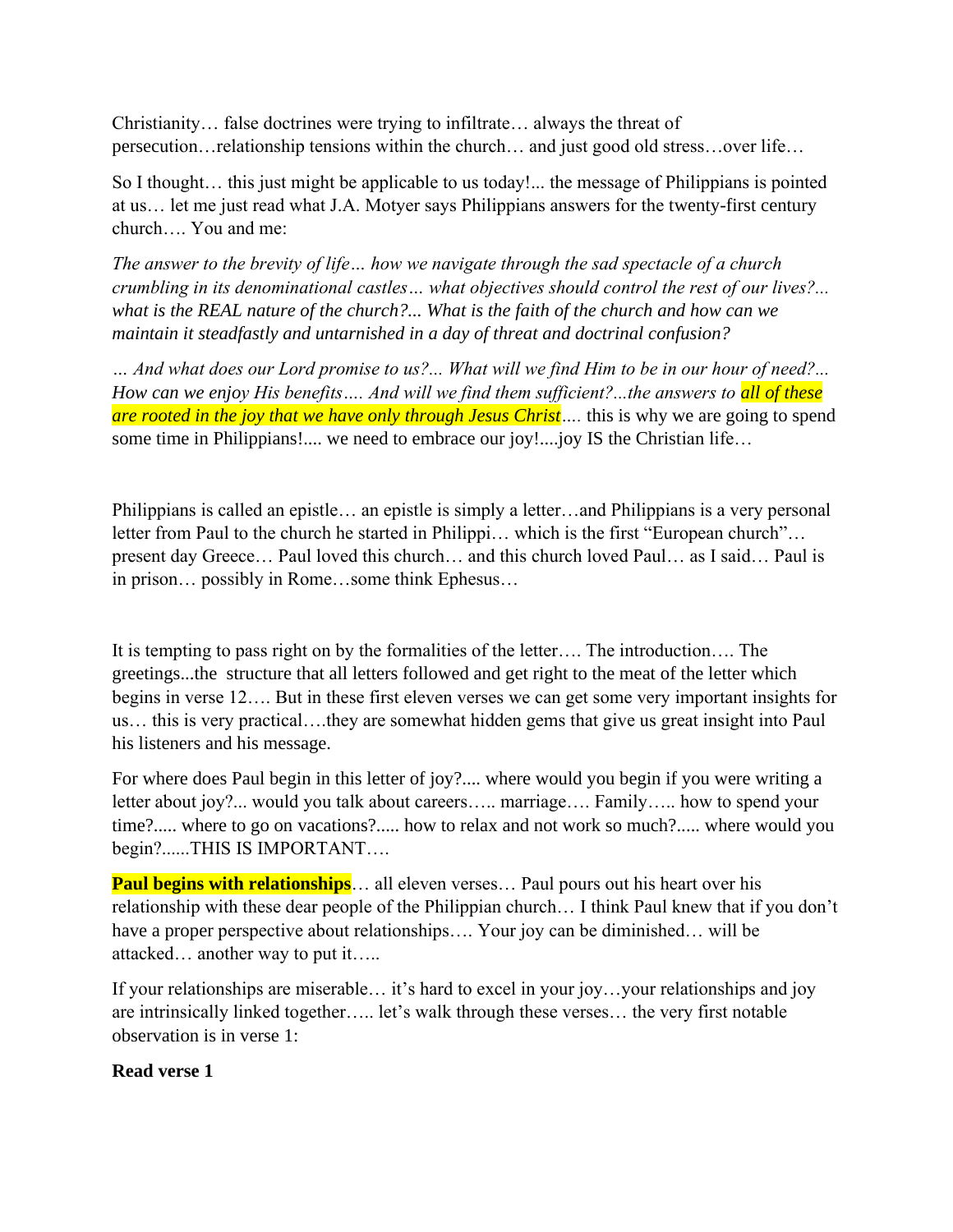Christianity… false doctrines were trying to infiltrate… always the threat of persecution…relationship tensions within the church… and just good old stress…over life…

So I thought… this just might be applicable to us today!... the message of Philippians is pointed at us… let me just read what J.A. Motyer says Philippians answers for the twenty-first century church…. You and me:

*The answer to the brevity of life… how we navigate through the sad spectacle of a church crumbling in its denominational castles… what objectives should control the rest of our lives?... what is the REAL nature of the church?... What is the faith of the church and how can we maintain it steadfastly and untarnished in a day of threat and doctrinal confusion?*

*… And what does our Lord promise to us?... What will we find Him to be in our hour of need?... How can we enjoy His benefits…. And will we find them sufficient?...the answers to all of these are rooted in the joy that we have only through Jesus Christ*…. this is why we are going to spend some time in Philippians!.... we need to embrace our joy!....joy IS the Christian life…

Philippians is called an epistle… an epistle is simply a letter…and Philippians is a very personal letter from Paul to the church he started in Philippi… which is the first "European church"… present day Greece… Paul loved this church… and this church loved Paul… as I said… Paul is in prison… possibly in Rome…some think Ephesus…

It is tempting to pass right on by the formalities of the letter…. The introduction…. The greetings...the structure that all letters followed and get right to the meat of the letter which begins in verse 12…. But in these first eleven verses we can get some very important insights for us… this is very practical….they are somewhat hidden gems that give us great insight into Paul his listeners and his message.

For where does Paul begin in this letter of joy?.... where would you begin if you were writing a letter about joy?... would you talk about careers….. marriage…. Family….. how to spend your time?..... where to go on vacations?..... how to relax and not work so much?..... where would you begin?......THIS IS IMPORTANT….

**Paul begins with relationships**… all eleven verses… Paul pours out his heart over his relationship with these dear people of the Philippian church… I think Paul knew that if you don't have a proper perspective about relationships…. Your joy can be diminished… will be attacked… another way to put it…..

If your relationships are miserable… it's hard to excel in your joy…your relationships and joy are intrinsically linked together….. let's walk through these verses… the very first notable observation is in verse 1:

**Read verse 1**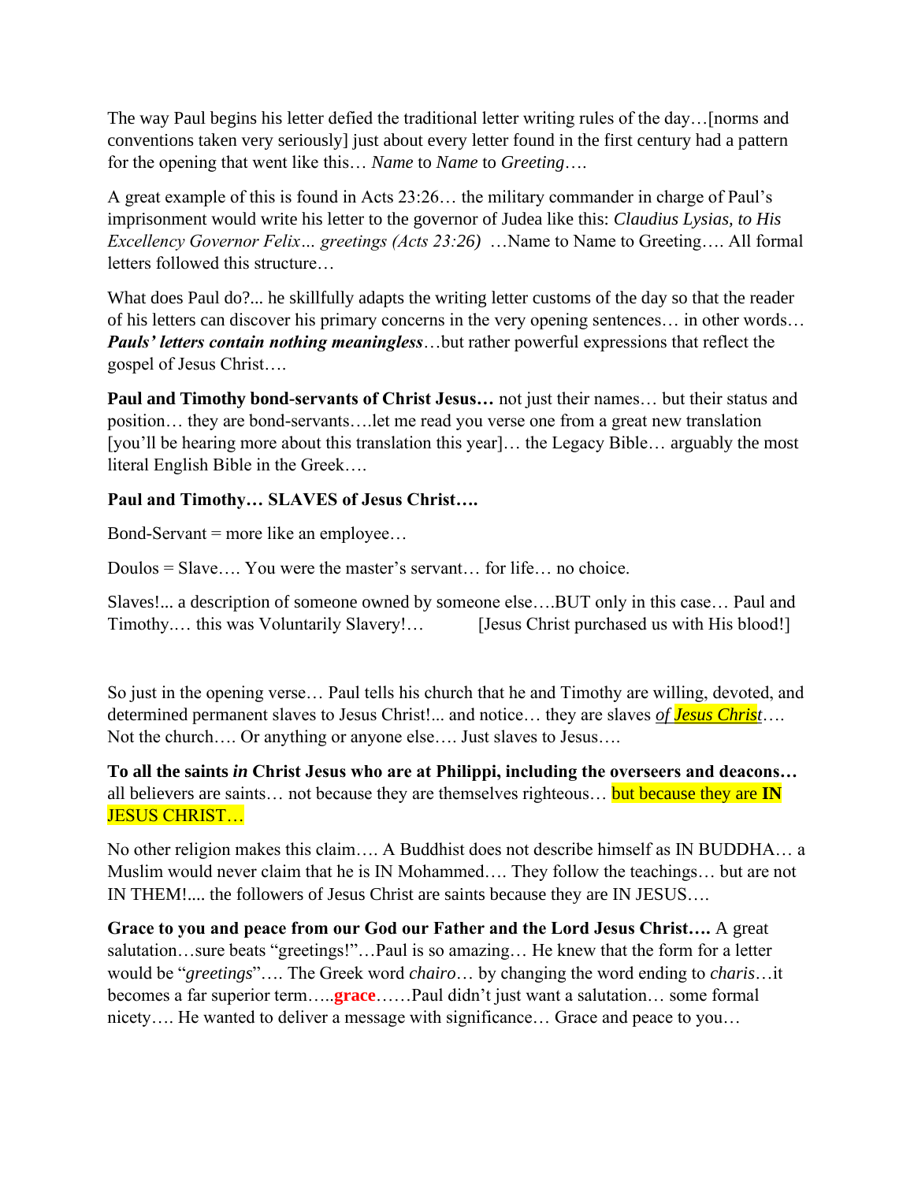The way Paul begins his letter defied the traditional letter writing rules of the day…[norms and conventions taken very seriously] just about every letter found in the first century had a pattern for the opening that went like this… *Name* to *Name* to *Greeting*….

A great example of this is found in Acts 23:26… the military commander in charge of Paul's imprisonment would write his letter to the governor of Judea like this: *Claudius Lysias, to His Excellency Governor Felix… greetings (Acts 23:26)* …Name to Name to Greeting…. All formal letters followed this structure…

What does Paul do?... he skillfully adapts the writing letter customs of the day so that the reader of his letters can discover his primary concerns in the very opening sentences… in other words… ***Pauls' letters contain nothing meaningless***…but rather powerful expressions that reflect the gospel of Jesus Christ….

**Paul and Timothy bond-servants of Christ Jesus…** not just their names… but their status and position… they are bond-servants….let me read you verse one from a great new translation [you'll be hearing more about this translation this year]… the Legacy Bible… arguably the most literal English Bible in the Greek….

**Paul and Timothy… SLAVES of Jesus Christ….**

Bond-Servant = more like an employee…

Doulos = Slave…. You were the master's servant… for life… no choice.

Slaves!... a description of someone owned by someone else….BUT only in this case… Paul and Timothy.… this was Voluntarily Slavery!… [Jesus Christ purchased us with His blood!]

So just in the opening verse… Paul tells his church that he and Timothy are willing, devoted, and determined permanent slaves to Jesus Christ!... and notice… they are slaves *of Jesus Christ*…. Not the church…. Or anything or anyone else…. Just slaves to Jesus….

**To all the saints *in* Christ Jesus who are at Philippi, including the overseers and deacons…** all believers are saints… not because they are themselves righteous… but because they are **IN** JESUS CHRIST…

No other religion makes this claim…. A Buddhist does not describe himself as IN BUDDHA… a Muslim would never claim that he is IN Mohammed…. They follow the teachings… but are not IN THEM!.... the followers of Jesus Christ are saints because they are IN JESUS….

**Grace to you and peace from our God our Father and the Lord Jesus Christ….** A great salutation…sure beats "greetings!"…Paul is so amazing… He knew that the form for a letter would be "*greetings*"…. The Greek word *chairo*… by changing the word ending to *charis*…it becomes a far superior term…..**grace**……Paul didn't just want a salutation… some formal nicety…. He wanted to deliver a message with significance… Grace and peace to you…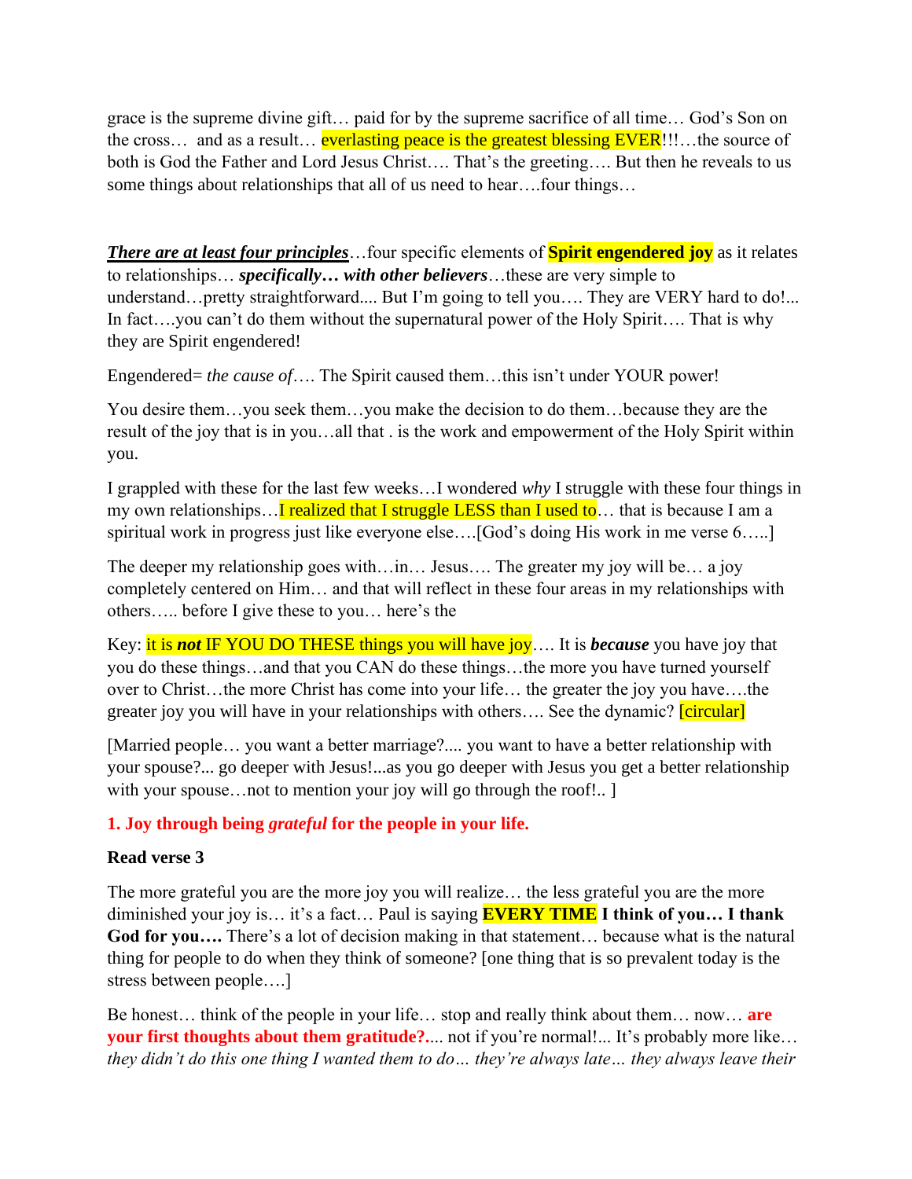grace is the supreme divine gift… paid for by the supreme sacrifice of all time… God's Son on the cross… and as a result… everlasting peace is the greatest blessing EVER!!!…the source of both is God the Father and Lord Jesus Christ…. That's the greeting…. But then he reveals to us some things about relationships that all of us need to hear….four things…

***There are at least four principles***…four specific elements of **Spirit engendered joy** as it relates to relationships… ***specifically… with other believers***…these are very simple to understand…pretty straightforward.... But I'm going to tell you…. They are VERY hard to do!... In fact….you can't do them without the supernatural power of the Holy Spirit…. That is why they are Spirit engendered!

Engendered= *the cause of*…. The Spirit caused them…this isn't under YOUR power!

You desire them…you seek them…you make the decision to do them…because they are the result of the joy that is in you…all that . is the work and empowerment of the Holy Spirit within you.

I grappled with these for the last few weeks…I wondered *why* I struggle with these four things in my own relationships…I realized that I struggle LESS than I used to… that is because I am a spiritual work in progress just like everyone else….[God's doing His work in me verse 6…..]

The deeper my relationship goes with…in… Jesus…. The greater my joy will be… a joy completely centered on Him… and that will reflect in these four areas in my relationships with others….. before I give these to you… here's the

Key: it is ***not*** IF YOU DO THESE things you will have joy…. It is ***because*** you have joy that you do these things…and that you CAN do these things…the more you have turned yourself over to Christ…the more Christ has come into your life… the greater the joy you have….the greater joy you will have in your relationships with others…. See the dynamic? [circular]

[Married people… you want a better marriage?.... you want to have a better relationship with your spouse?... go deeper with Jesus!...as you go deeper with Jesus you get a better relationship with your spouse…not to mention your joy will go through the roof!.. ]

**1. Joy through being *grateful* for the people in your life.**

**Read verse 3**

The more grateful you are the more joy you will realize… the less grateful you are the more diminished your joy is… it's a fact… Paul is saying **EVERY TIME I think of you… I thank God for you….** There's a lot of decision making in that statement… because what is the natural thing for people to do when they think of someone? [one thing that is so prevalent today is the stress between people….]

Be honest… think of the people in your life… stop and really think about them… now… **are your first thoughts about them gratitude?**.... not if you're normal!... It's probably more like… *they didn't do this one thing I wanted them to do… they're always late… they always leave their*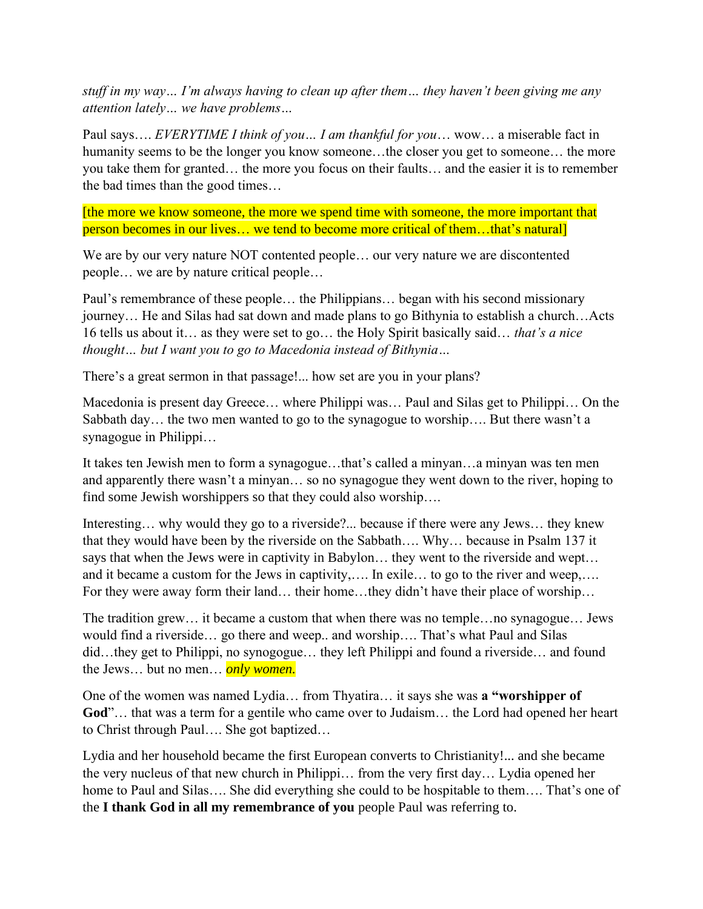*stuff in my way… I'm always having to clean up after them… they haven't been giving me any attention lately… we have problems…*

Paul says…. *EVERYTIME I think of you… I am thankful for you*… wow… a miserable fact in humanity seems to be the longer you know someone…the closer you get to someone… the more you take them for granted… the more you focus on their faults… and the easier it is to remember the bad times than the good times…

[the more we know someone, the more we spend time with someone, the more important that person becomes in our lives… we tend to become more critical of them…that's natural]

We are by our very nature NOT contented people… our very nature we are discontented people… we are by nature critical people…

Paul's remembrance of these people… the Philippians… began with his second missionary journey… He and Silas had sat down and made plans to go Bithynia to establish a church…Acts 16 tells us about it… as they were set to go… the Holy Spirit basically said… *that's a nice thought… but I want you to go to Macedonia instead of Bithynia…*

There's a great sermon in that passage!... how set are you in your plans?

Macedonia is present day Greece… where Philippi was… Paul and Silas get to Philippi… On the Sabbath day… the two men wanted to go to the synagogue to worship…. But there wasn't a synagogue in Philippi…

It takes ten Jewish men to form a synagogue…that's called a minyan…a minyan was ten men and apparently there wasn't a minyan… so no synagogue they went down to the river, hoping to find some Jewish worshippers so that they could also worship….

Interesting… why would they go to a riverside?... because if there were any Jews… they knew that they would have been by the riverside on the Sabbath…. Why… because in Psalm 137 it says that when the Jews were in captivity in Babylon… they went to the riverside and wept… and it became a custom for the Jews in captivity,…. In exile… to go to the river and weep,…. For they were away form their land… their home…they didn't have their place of worship…

The tradition grew… it became a custom that when there was no temple…no synagogue… Jews would find a riverside… go there and weep.. and worship…. That's what Paul and Silas did…they get to Philippi, no synogogue… they left Philippi and found a riverside… and found the Jews… but no men… *only women.*

One of the women was named Lydia… from Thyatira… it says she was **a "worshipper of God**"… that was a term for a gentile who came over to Judaism… the Lord had opened her heart to Christ through Paul…. She got baptized…

Lydia and her household became the first European converts to Christianity!... and she became the very nucleus of that new church in Philippi… from the very first day… Lydia opened her home to Paul and Silas…. She did everything she could to be hospitable to them…. That's one of the **I thank God in all my remembrance of you** people Paul was referring to.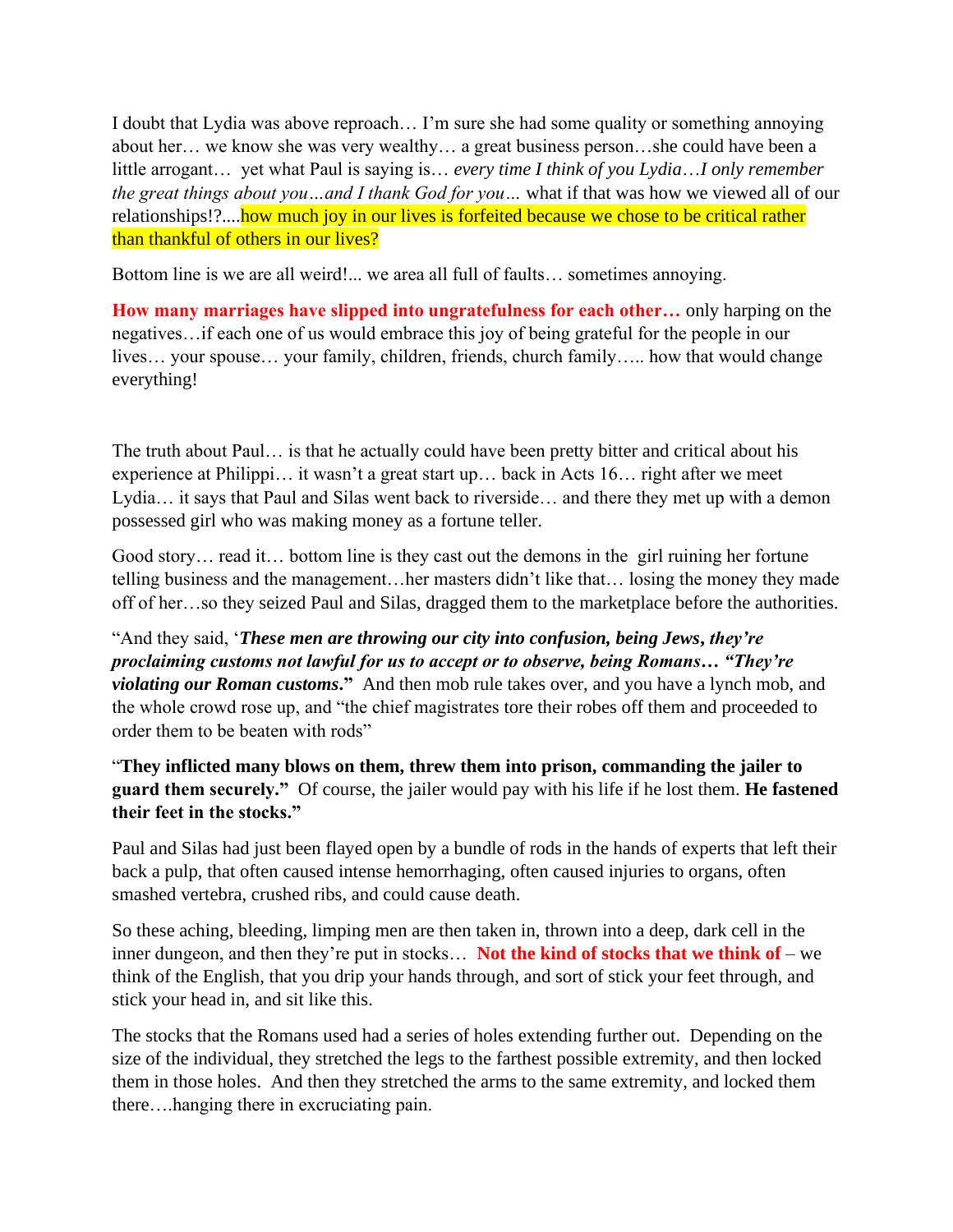I doubt that Lydia was above reproach… I'm sure she had some quality or something annoying about her… we know she was very wealthy… a great business person…she could have been a little arrogant… yet what Paul is saying is… *every time I think of you Lydia…I only remember the great things about you…and I thank God for you…* what if that was how we viewed all of our relationships!?....how much joy in our lives is forfeited because we chose to be critical rather than thankful of others in our lives?

Bottom line is we are all weird!... we area all full of faults… sometimes annoying.

**How many marriages have slipped into ungratefulness for each other…** only harping on the negatives…if each one of us would embrace this joy of being grateful for the people in our lives… your spouse… your family, children, friends, church family….. how that would change everything!

The truth about Paul… is that he actually could have been pretty bitter and critical about his experience at Philippi… it wasn't a great start up… back in Acts 16… right after we meet Lydia… it says that Paul and Silas went back to riverside… and there they met up with a demon possessed girl who was making money as a fortune teller.

Good story… read it… bottom line is they cast out the demons in the girl ruining her fortune telling business and the management…her masters didn't like that… losing the money they made off of her…so they seized Paul and Silas, dragged them to the marketplace before the authorities.

"And they said, '***These men are throwing our city into confusion, being Jews, they're proclaiming customs not lawful for us to accept or to observe, being Romans… "They're violating our Roman customs*.**"  And then mob rule takes over, and you have a lynch mob, and the whole crowd rose up, and "the chief magistrates tore their robes off them and proceeded to order them to be beaten with rods"

"**They inflicted many blows on them, threw them into prison, commanding the jailer to guard them securely.**"  Of course, the jailer would pay with his life if he lost them. **He fastened their feet in the stocks."**

Paul and Silas had just been flayed open by a bundle of rods in the hands of experts that left their back a pulp, that often caused intense hemorrhaging, often caused injuries to organs, often smashed vertebra, crushed ribs, and could cause death.

So these aching, bleeding, limping men are then taken in, thrown into a deep, dark cell in the inner dungeon, and then they're put in stocks…  **Not the kind of stocks that we think of** – we think of the English, that you drip your hands through, and sort of stick your feet through, and stick your head in, and sit like this.

The stocks that the Romans used had a series of holes extending further out.  Depending on the size of the individual, they stretched the legs to the farthest possible extremity, and then locked them in those holes.  And then they stretched the arms to the same extremity, and locked them there….hanging there in excruciating pain.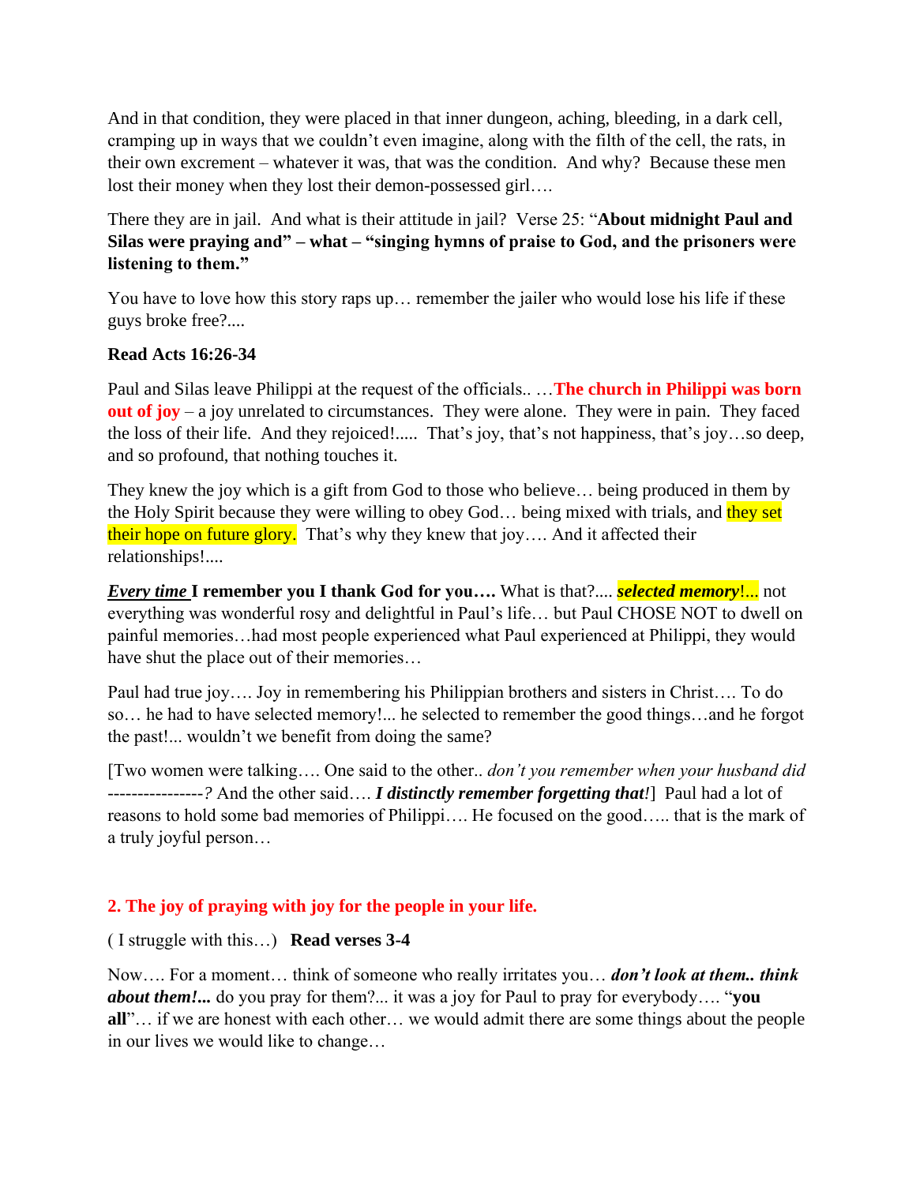And in that condition, they were placed in that inner dungeon, aching, bleeding, in a dark cell, cramping up in ways that we couldn't even imagine, along with the filth of the cell, the rats, in their own excrement – whatever it was, that was the condition. And why? Because these men lost their money when they lost their demon-possessed girl….

There they are in jail. And what is their attitude in jail? Verse 25: "**About midnight Paul and Silas were praying and" – what – "singing hymns of praise to God, and the prisoners were listening to them."**

You have to love how this story raps up… remember the jailer who would lose his life if these guys broke free?....

**Read Acts 16:26-34**

Paul and Silas leave Philippi at the request of the officials.. …**The church in Philippi was born out of joy** – a joy unrelated to circumstances. They were alone. They were in pain. They faced the loss of their life. And they rejoiced!..... That's joy, that's not happiness, that's joy…so deep, and so profound, that nothing touches it.

They knew the joy which is a gift from God to those who believe… being produced in them by the Holy Spirit because they were willing to obey God… being mixed with trials, and they set their hope on future glory. That's why they knew that joy…. And it affected their relationships!....

***Every time*** **I remember you I thank God for you….** What is that?.... ***selected memory***!... not everything was wonderful rosy and delightful in Paul's life… but Paul CHOSE NOT to dwell on painful memories…had most people experienced what Paul experienced at Philippi, they would have shut the place out of their memories…

Paul had true joy…. Joy in remembering his Philippian brothers and sisters in Christ…. To do so… he had to have selected memory!... he selected to remember the good things…and he forgot the past!... wouldn't we benefit from doing the same?

[Two women were talking…. One said to the other.. *don't you remember when your husband did ----------------?* And the other said…. ***I distinctly remember forgetting that!***] Paul had a lot of reasons to hold some bad memories of Philippi…. He focused on the good….. that is the mark of a truly joyful person…

## 2. The joy of praying with joy for the people in your life.

( I struggle with this…) **Read verses 3-4**

Now…. For a moment… think of someone who really irritates you… ***don't look at them.. think about them!...*** do you pray for them?... it was a joy for Paul to pray for everybody…. "**you all**"… if we are honest with each other… we would admit there are some things about the people in our lives we would like to change…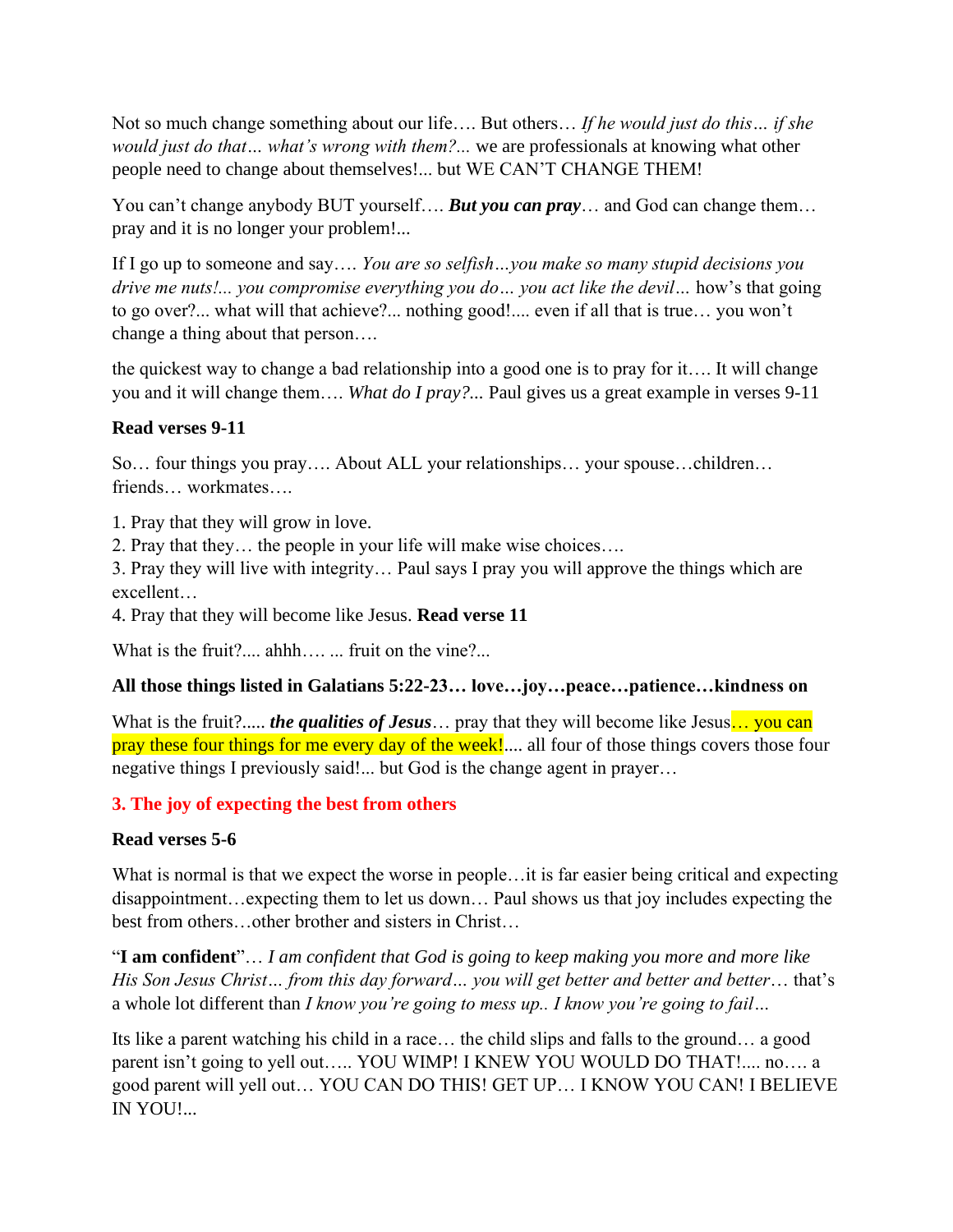Not so much change something about our life…. But others… *If he would just do this… if she would just do that… what's wrong with them?...* we are professionals at knowing what other people need to change about themselves!... but WE CAN'T CHANGE THEM!

You can't change anybody BUT yourself…. ***But you can pray***… and God can change them… pray and it is no longer your problem!...

If I go up to someone and say…. *You are so selfish…you make so many stupid decisions you drive me nuts!... you compromise everything you do… you act like the devil…* how's that going to go over?... what will that achieve?... nothing good!.... even if all that is true… you won't change a thing about that person….

the quickest way to change a bad relationship into a good one is to pray for it…. It will change you and it will change them…. *What do I pray?...* Paul gives us a great example in verses 9-11

**Read verses 9-11**

So… four things you pray…. About ALL your relationships… your spouse…children… friends… workmates….

1. Pray that they will grow in love.
2. Pray that they… the people in your life will make wise choices….
3. Pray they will live with integrity… Paul says I pray you will approve the things which are excellent…
4. Pray that they will become like Jesus. **Read verse 11**

What is the fruit?.... ahhh…. ... fruit on the vine?...

**All those things listed in Galatians 5:22-23… love…joy…peace…patience…kindness on**

What is the fruit?..... ***the qualities of Jesus***… pray that they will become like Jesus… you can pray these four things for me every day of the week!.... all four of those things covers those four negative things I previously said!... but God is the change agent in prayer…

### 3. The joy of expecting the best from others

**Read verses 5-6**

What is normal is that we expect the worse in people…it is far easier being critical and expecting disappointment…expecting them to let us down… Paul shows us that joy includes expecting the best from others…other brother and sisters in Christ…

"**I am confident**"… *I am confident that God is going to keep making you more and more like His Son Jesus Christ… from this day forward… you will get better and better and better…* that's a whole lot different than *I know you're going to mess up.. I know you're going to fail…*

Its like a parent watching his child in a race… the child slips and falls to the ground… a good parent isn't going to yell out….. YOU WIMP! I KNEW YOU WOULD DO THAT!.... no…. a good parent will yell out… YOU CAN DO THIS! GET UP… I KNOW YOU CAN! I BELIEVE IN YOU!...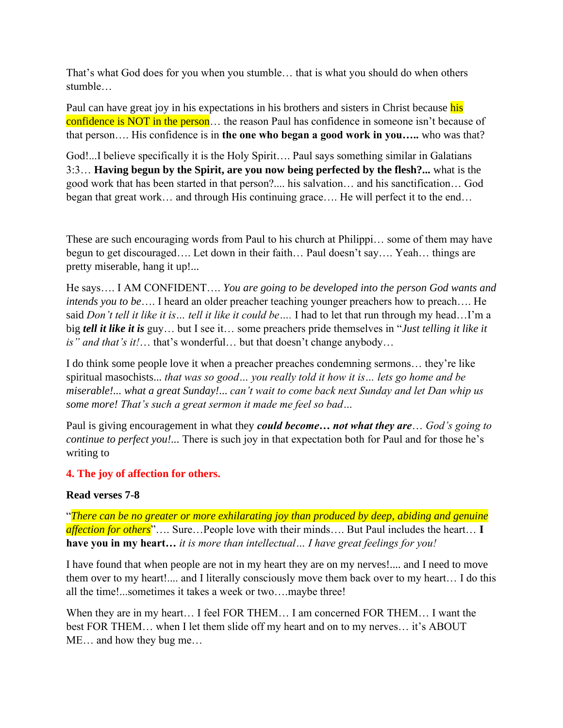That's what God does for you when you stumble… that is what you should do when others stumble…

Paul can have great joy in his expectations in his brothers and sisters in Christ because his confidence is NOT in the person… the reason Paul has confidence in someone isn't because of that person…. His confidence is in **the one who began a good work in you…..** who was that?

God!...I believe specifically it is the Holy Spirit…. Paul says something similar in Galatians 3:3… **Having begun by the Spirit, are you now being perfected by the flesh?...** what is the good work that has been started in that person?.... his salvation… and his sanctification… God began that great work… and through His continuing grace…. He will perfect it to the end…

These are such encouraging words from Paul to his church at Philippi… some of them may have begun to get discouraged…. Let down in their faith… Paul doesn't say…. Yeah… things are pretty miserable, hang it up!...

He says…. I AM CONFIDENT…. *You are going to be developed into the person God wants and intends you to be*…. I heard an older preacher teaching younger preachers how to preach…. He said *Don't tell it like it is… tell it like it could be*…. I had to let that run through my head…I'm a big ***tell it like it is*** guy… but I see it… some preachers pride themselves in "*Just telling it like it is" and that's it!*… that's wonderful… but that doesn't change anybody…

I do think some people love it when a preacher preaches condemning sermons… they're like spiritual masochists... *that was so good… you really told it how it is… lets go home and be miserable!... what a great Sunday!... can't wait to come back next Sunday and let Dan whip us some more! That's such a great sermon it made me feel so bad…*

Paul is giving encouragement in what they ***could become… not what they are***… *God's going to continue to perfect you!...* There is such joy in that expectation both for Paul and for those he's writing to

**4. The joy of affection for others.**

**Read verses 7-8**

"*There can be no greater or more exhilarating joy than produced by deep, abiding and genuine affection for others*"…. Sure…People love with their minds…. But Paul includes the heart… **I have you in my heart…** *it is more than intellectual… I have great feelings for you!*

I have found that when people are not in my heart they are on my nerves!.... and I need to move them over to my heart!.... and I literally consciously move them back over to my heart… I do this all the time!...sometimes it takes a week or two….maybe three!

When they are in my heart… I feel FOR THEM… I am concerned FOR THEM… I want the best FOR THEM… when I let them slide off my heart and on to my nerves… it's ABOUT ME… and how they bug me…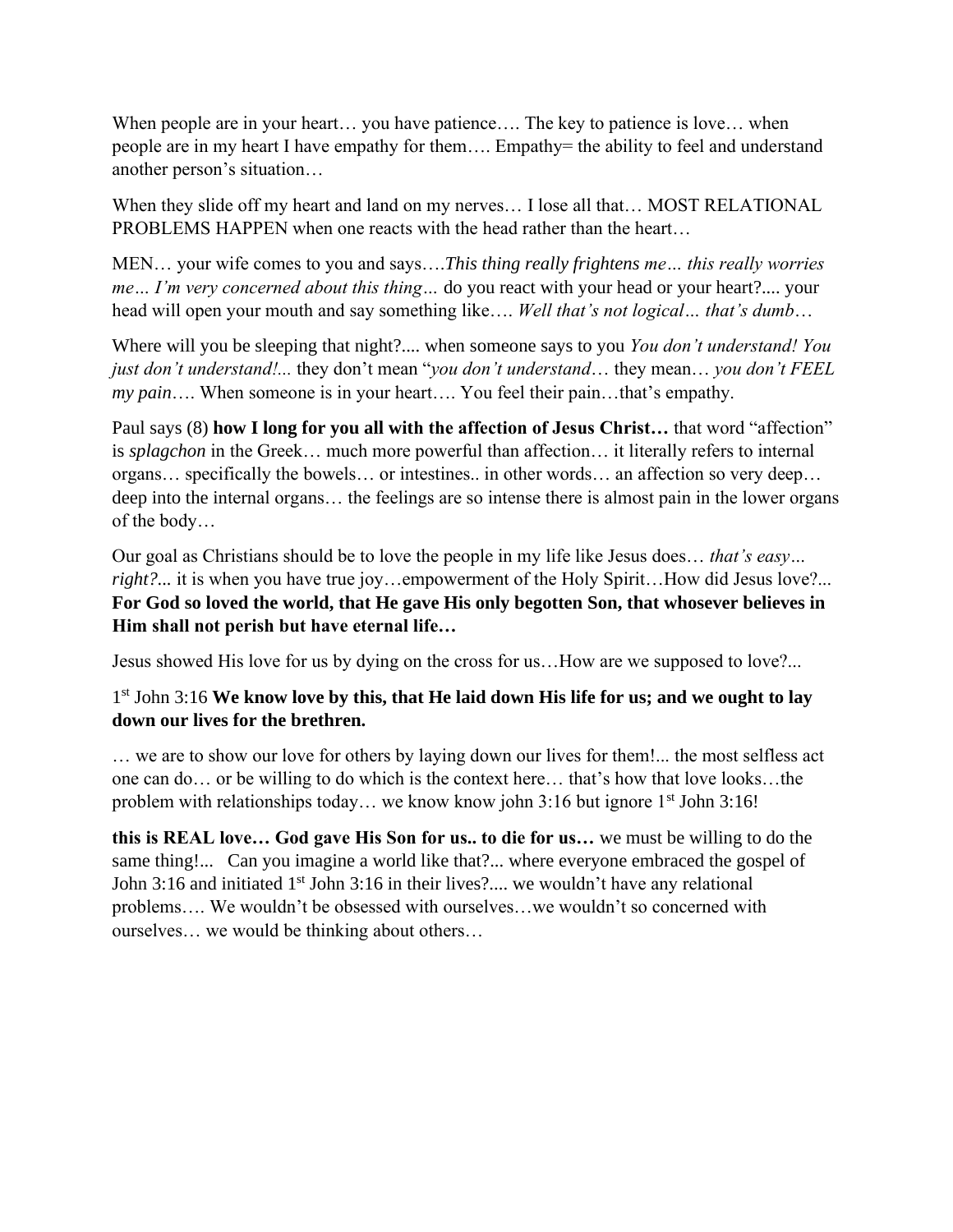When people are in your heart… you have patience…. The key to patience is love… when people are in my heart I have empathy for them…. Empathy= the ability to feel and understand another person's situation…

When they slide off my heart and land on my nerves… I lose all that… MOST RELATIONAL PROBLEMS HAPPEN when one reacts with the head rather than the heart…

MEN… your wife comes to you and says….*This thing really frightens me… this really worries me… I'm very concerned about this thing…* do you react with your head or your heart?.... your head will open your mouth and say something like…. *Well that's not logical… that's dumb*…

Where will you be sleeping that night?.... when someone says to you *You don't understand! You just don't understand!...* they don't mean "*you don't understand*… they mean… *you don't FEEL my pain*…. When someone is in your heart…. You feel their pain…that's empathy.

Paul says (8) **how I long for you all with the affection of Jesus Christ…** that word "affection" is *splagchon* in the Greek… much more powerful than affection… it literally refers to internal organs… specifically the bowels… or intestines.. in other words… an affection so very deep… deep into the internal organs… the feelings are so intense there is almost pain in the lower organs of the body…

Our goal as Christians should be to love the people in my life like Jesus does… *that's easy… right?...* it is when you have true joy…empowerment of the Holy Spirit…How did Jesus love?... **For God so loved the world, that He gave His only begotten Son, that whosever believes in Him shall not perish but have eternal life…**

Jesus showed His love for us by dying on the cross for us…How are we supposed to love?...

1st John 3:16 **We know love by this, that He laid down His life for us; and we ought to lay down our lives for the brethren.**

… we are to show our love for others by laying down our lives for them!... the most selfless act one can do… or be willing to do which is the context here… that's how that love looks…the problem with relationships today… we know know john 3:16 but ignore 1st John 3:16!

**this is REAL love… God gave His Son for us.. to die for us…** we must be willing to do the same thing!... Can you imagine a world like that?... where everyone embraced the gospel of John 3:16 and initiated 1st John 3:16 in their lives?.... we wouldn't have any relational problems…. We wouldn't be obsessed with ourselves…we wouldn't so concerned with ourselves… we would be thinking about others…